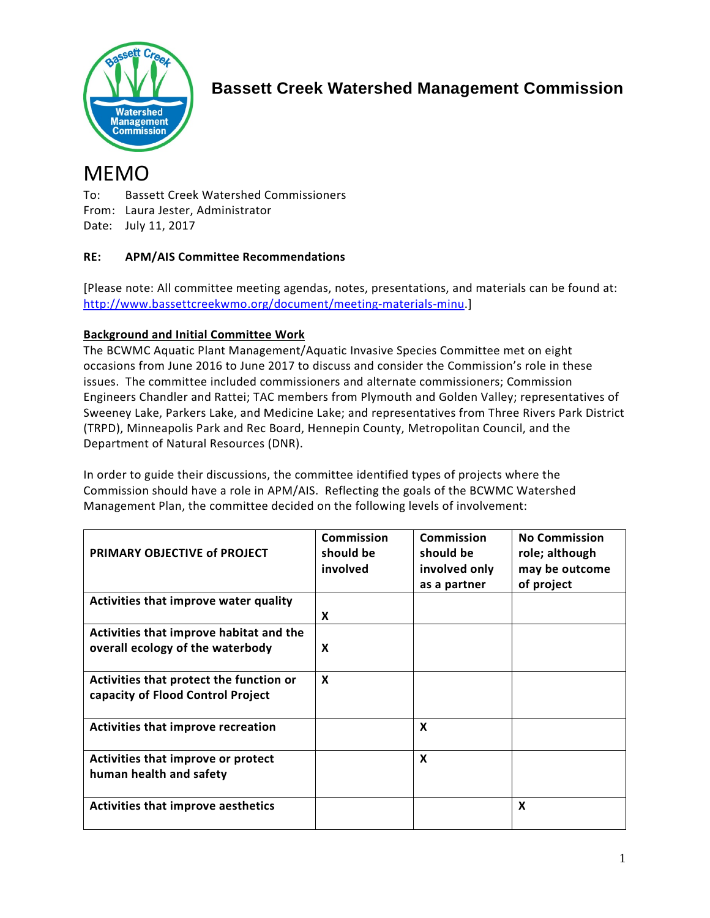# Bassett Creek Watershed Management Commission

# MEMO

To: Bassett Creek Watershed Commissioners
From: Laura Jester, Administrator
Date: July 11, 2017

**RE: APM/AIS Committee Recommendations**

[Please note: All committee meeting agendas, notes, presentations, and materials can be found at: http://www.bassettcreekwmo.org/document/meeting-materials-minu.]

**Background and Initial Committee Work**

The BCWMC Aquatic Plant Management/Aquatic Invasive Species Committee met on eight occasions from June 2016 to June 2017 to discuss and consider the Commission's role in these issues. The committee included commissioners and alternate commissioners; Commission Engineers Chandler and Rattei; TAC members from Plymouth and Golden Valley; representatives of Sweeney Lake, Parkers Lake, and Medicine Lake; and representatives from Three Rivers Park District (TRPD), Minneapolis Park and Rec Board, Hennepin County, Metropolitan Council, and the Department of Natural Resources (DNR).

In order to guide their discussions, the committee identified types of projects where the Commission should have a role in APM/AIS. Reflecting the goals of the BCWMC Watershed Management Plan, the committee decided on the following levels of involvement:

| PRIMARY OBJECTIVE of PROJECT | Commission should be involved | Commission should be involved only as a partner | No Commission role; although may be outcome of project |
|---|---|---|---|
| Activities that improve water quality | X | | |
| Activities that improve habitat and the overall ecology of the waterbody | X | | |
| Activities that protect the function or capacity of Flood Control Project | X | | |
| Activities that improve recreation | | X | |
| Activities that improve or protect human health and safety | | X | |
| Activities that improve aesthetics | | | X |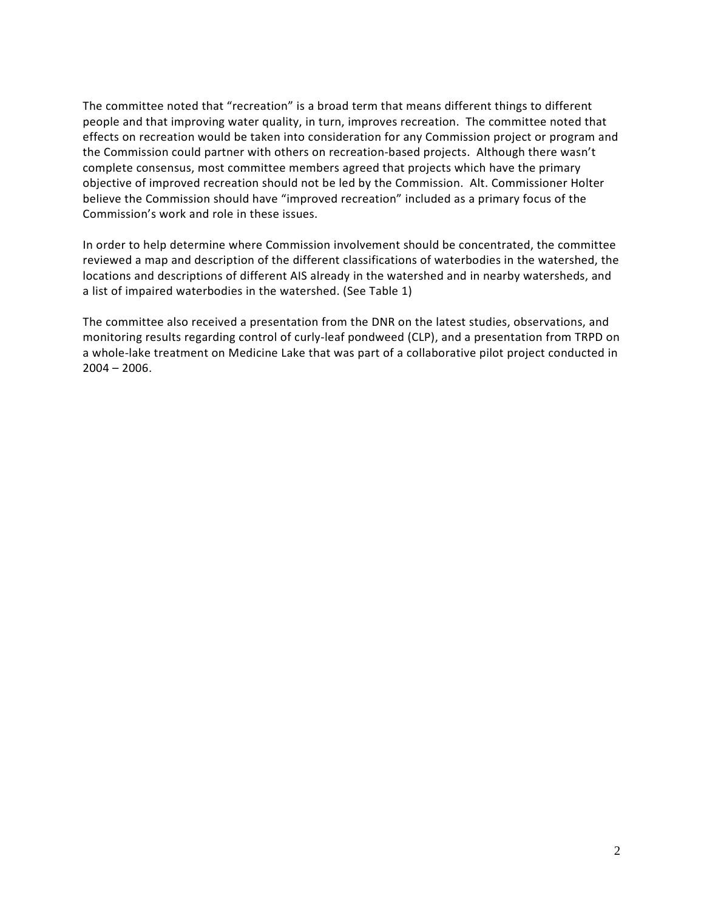The committee noted that "recreation" is a broad term that means different things to different people and that improving water quality, in turn, improves recreation. The committee noted that effects on recreation would be taken into consideration for any Commission project or program and the Commission could partner with others on recreation-based projects. Although there wasn't complete consensus, most committee members agreed that projects which have the primary objective of improved recreation should not be led by the Commission. Alt. Commissioner Holter believe the Commission should have "improved recreation" included as a primary focus of the Commission's work and role in these issues.

In order to help determine where Commission involvement should be concentrated, the committee reviewed a map and description of the different classifications of waterbodies in the watershed, the locations and descriptions of different AIS already in the watershed and in nearby watersheds, and a list of impaired waterbodies in the watershed. (See Table 1)

The committee also received a presentation from the DNR on the latest studies, observations, and monitoring results regarding control of curly-leaf pondweed (CLP), and a presentation from TRPD on a whole-lake treatment on Medicine Lake that was part of a collaborative pilot project conducted in 2004 – 2006.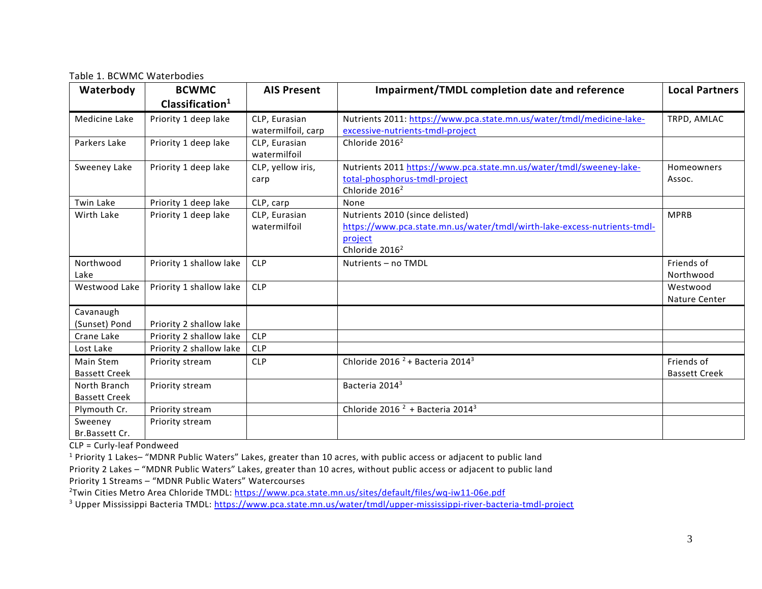Table 1. BCWMC Waterbodies

| Waterbody | BCWMC Classification[1] | AIS Present | Impairment/TMDL completion date and reference | Local Partners |
|---|---|---|---|---|
| Medicine Lake | Priority 1 deep lake | CLP, Eurasian watermilfoil, carp | Nutrients 2011: https://www.pca.state.mn.us/water/tmdl/medicine-lake-excessive-nutrients-tmdl-project | TRPD, AMLAC |
| Parkers Lake | Priority 1 deep lake | CLP, Eurasian watermilfoil | Chloride 2016[2] | |
| Sweeney Lake | Priority 1 deep lake | CLP, yellow iris, carp | Nutrients 2011 https://www.pca.state.mn.us/water/tmdl/sweeney-lake-total-phosphorus-tmdl-project Chloride 2016[2] | Homeowners Assoc. |
| Twin Lake | Priority 1 deep lake | CLP, carp | None | |
| Wirth Lake | Priority 1 deep lake | CLP, Eurasian watermilfoil | Nutrients 2010 (since delisted) https://www.pca.state.mn.us/water/tmdl/wirth-lake-excess-nutrients-tmdl-project Chloride 2016[2] | MPRB |
| Northwood Lake | Priority 1 shallow lake | CLP | Nutrients – no TMDL | Friends of Northwood |
| Westwood Lake | Priority 1 shallow lake | CLP | | Westwood Nature Center |
| Cavanaugh (Sunset) Pond | Priority 2 shallow lake | | | |
| Crane Lake | Priority 2 shallow lake | CLP | | |
| Lost Lake | Priority 2 shallow lake | CLP | | |
| Main Stem Bassett Creek | Priority stream | CLP | Chloride 2016 [2] + Bacteria 2014[3] | Friends of Bassett Creek |
| North Branch Bassett Creek | Priority stream | | Bacteria 2014[3] | |
| Plymouth Cr. | Priority stream | | Chloride 2016 [2] + Bacteria 2014[3] | |
| Sweeney Br.Bassett Cr. | Priority stream | | | |

CLP = Curly-leaf Pondweed

[1] Priority 1 Lakes– "MDNR Public Waters" Lakes, greater than 10 acres, with public access or adjacent to public land

Priority 2 Lakes – "MDNR Public Waters" Lakes, greater than 10 acres, without public access or adjacent to public land

Priority 1 Streams – "MDNR Public Waters" Watercourses

[2]Twin Cities Metro Area Chloride TMDL: https://www.pca.state.mn.us/sites/default/files/wq-iw11-06e.pdf

[3] Upper Mississippi Bacteria TMDL: https://www.pca.state.mn.us/water/tmdl/upper-mississippi-river-bacteria-tmdl-project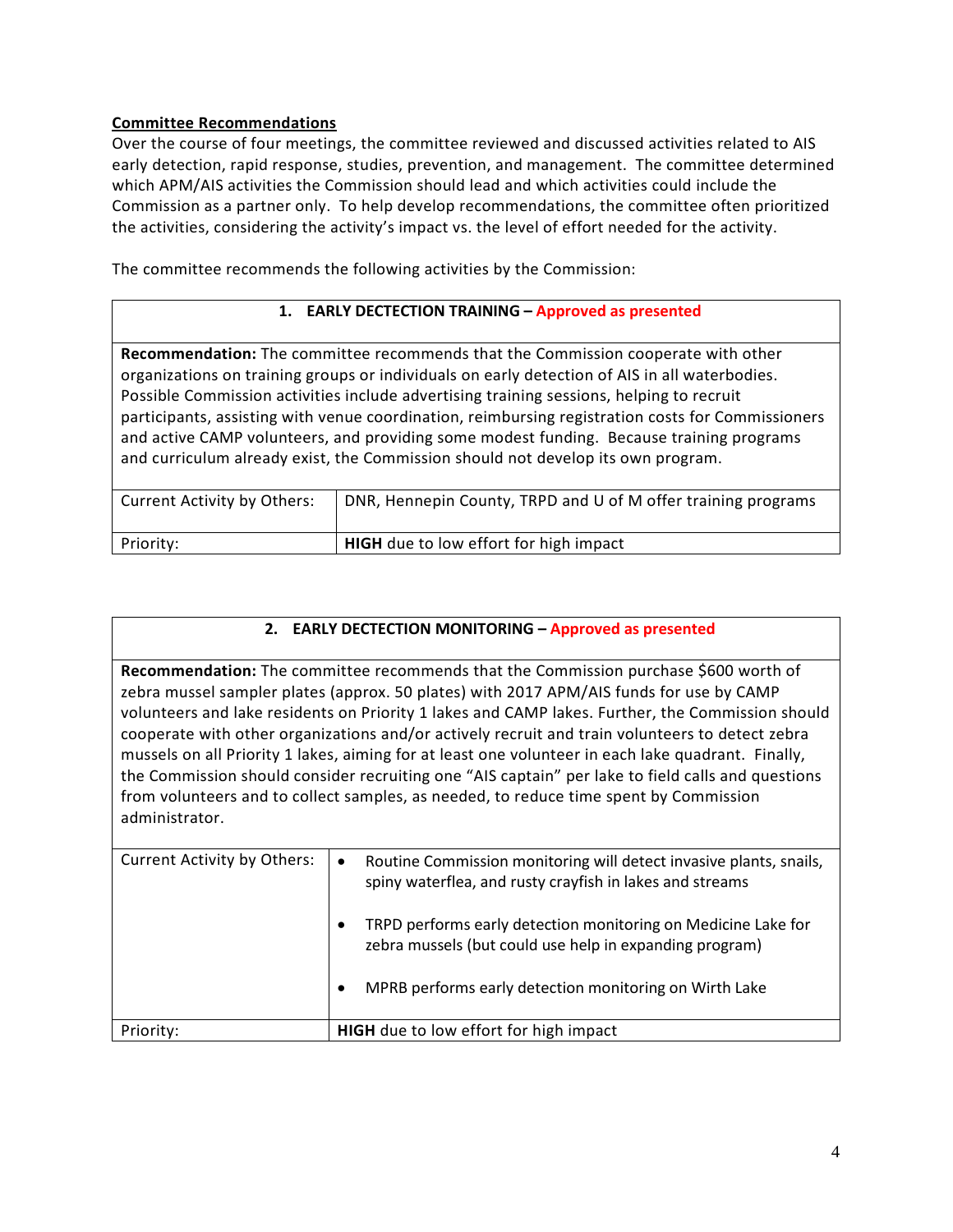**Committee Recommendations**

Over the course of four meetings, the committee reviewed and discussed activities related to AIS early detection, rapid response, studies, prevention, and management. The committee determined which APM/AIS activities the Commission should lead and which activities could include the Commission as a partner only. To help develop recommendations, the committee often prioritized the activities, considering the activity's impact vs. the level of effort needed for the activity.

The committee recommends the following activities by the Commission:

| 1. **EARLY DECTECTION TRAINING – Approved as presented** | |
|---|---|
| **Recommendation:** The committee recommends that the Commission cooperate with other organizations on training groups or individuals on early detection of AIS in all waterbodies. Possible Commission activities include advertising training sessions, helping to recruit participants, assisting with venue coordination, reimbursing registration costs for Commissioners and active CAMP volunteers, and providing some modest funding. Because training programs and curriculum already exist, the Commission should not develop its own program. | |
| Current Activity by Others: | DNR, Hennepin County, TRPD and U of M offer training programs |
| Priority: | **HIGH** due to low effort for high impact |

| 2. **EARLY DECTECTION MONITORING – Approved as presented** | |
|---|---|
| **Recommendation:** The committee recommends that the Commission purchase $600 worth of zebra mussel sampler plates (approx. 50 plates) with 2017 APM/AIS funds for use by CAMP volunteers and lake residents on Priority 1 lakes and CAMP lakes. Further, the Commission should cooperate with other organizations and/or actively recruit and train volunteers to detect zebra mussels on all Priority 1 lakes, aiming for at least one volunteer in each lake quadrant. Finally, the Commission should consider recruiting one "AIS captain" per lake to field calls and questions from volunteers and to collect samples, as needed, to reduce time spent by Commission administrator. | |
| Current Activity by Others: | • Routine Commission monitoring will detect invasive plants, snails, spiny waterflea, and rusty crayfish in lakes and streams<br>• TRPD performs early detection monitoring on Medicine Lake for zebra mussels (but could use help in expanding program)<br>• MPRB performs early detection monitoring on Wirth Lake |
| Priority: | **HIGH** due to low effort for high impact |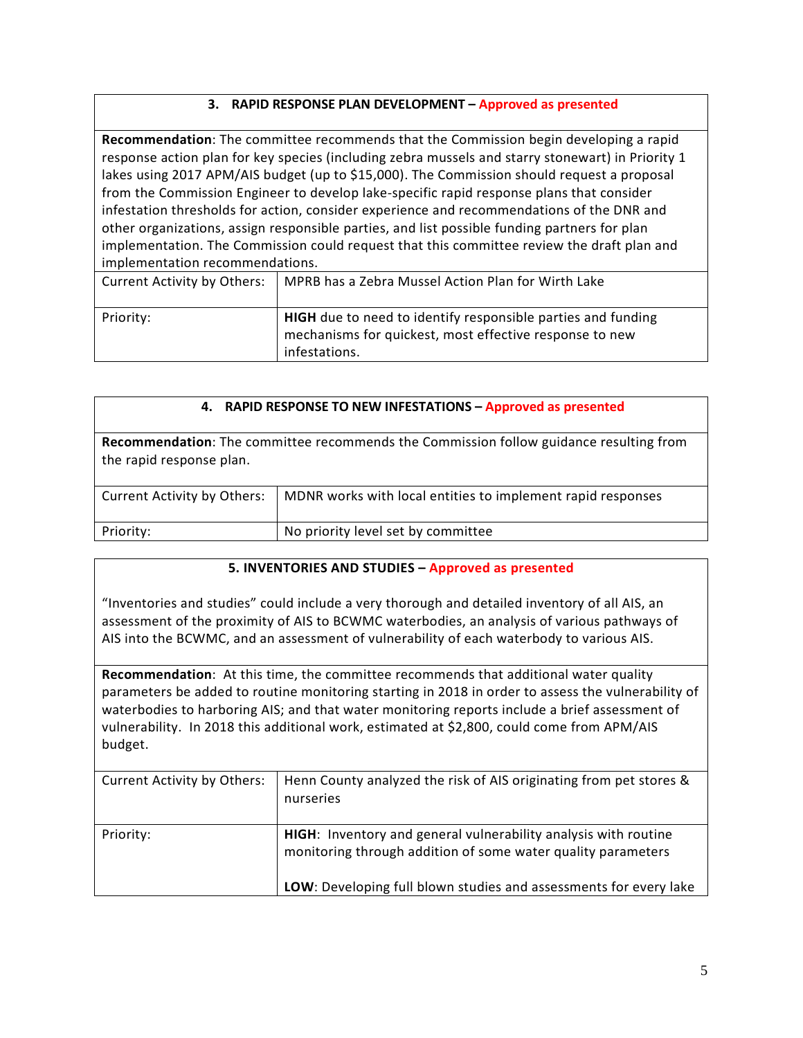### 3. RAPID RESPONSE PLAN DEVELOPMENT – Approved as presented

**Recommendation**: The committee recommends that the Commission begin developing a rapid response action plan for key species (including zebra mussels and starry stonewart) in Priority 1 lakes using 2017 APM/AIS budget (up to $15,000). The Commission should request a proposal from the Commission Engineer to develop lake-specific rapid response plans that consider infestation thresholds for action, consider experience and recommendations of the DNR and other organizations, assign responsible parties, and list possible funding partners for plan implementation. The Commission could request that this committee review the draft plan and implementation recommendations.

| | |
|---|---|
| Current Activity by Others: | MPRB has a Zebra Mussel Action Plan for Wirth Lake |
| Priority: | **HIGH** due to need to identify responsible parties and funding mechanisms for quickest, most effective response to new infestations. |

### 4. RAPID RESPONSE TO NEW INFESTATIONS – Approved as presented

**Recommendation**: The committee recommends the Commission follow guidance resulting from the rapid response plan.

| | |
|---|---|
| Current Activity by Others: | MDNR works with local entities to implement rapid responses |
| Priority: | No priority level set by committee |

### 5. INVENTORIES AND STUDIES – Approved as presented

"Inventories and studies" could include a very thorough and detailed inventory of all AIS, an assessment of the proximity of AIS to BCWMC waterbodies, an analysis of various pathways of AIS into the BCWMC, and an assessment of vulnerability of each waterbody to various AIS.

**Recommendation**: At this time, the committee recommends that additional water quality parameters be added to routine monitoring starting in 2018 in order to assess the vulnerability of waterbodies to harboring AIS; and that water monitoring reports include a brief assessment of vulnerability. In 2018 this additional work, estimated at $2,800, could come from APM/AIS budget.

| | |
|---|---|
| Current Activity by Others: | Henn County analyzed the risk of AIS originating from pet stores & nurseries |
| Priority: | **HIGH**: Inventory and general vulnerability analysis with routine monitoring through addition of some water quality parameters<br><br>**LOW**: Developing full blown studies and assessments for every lake |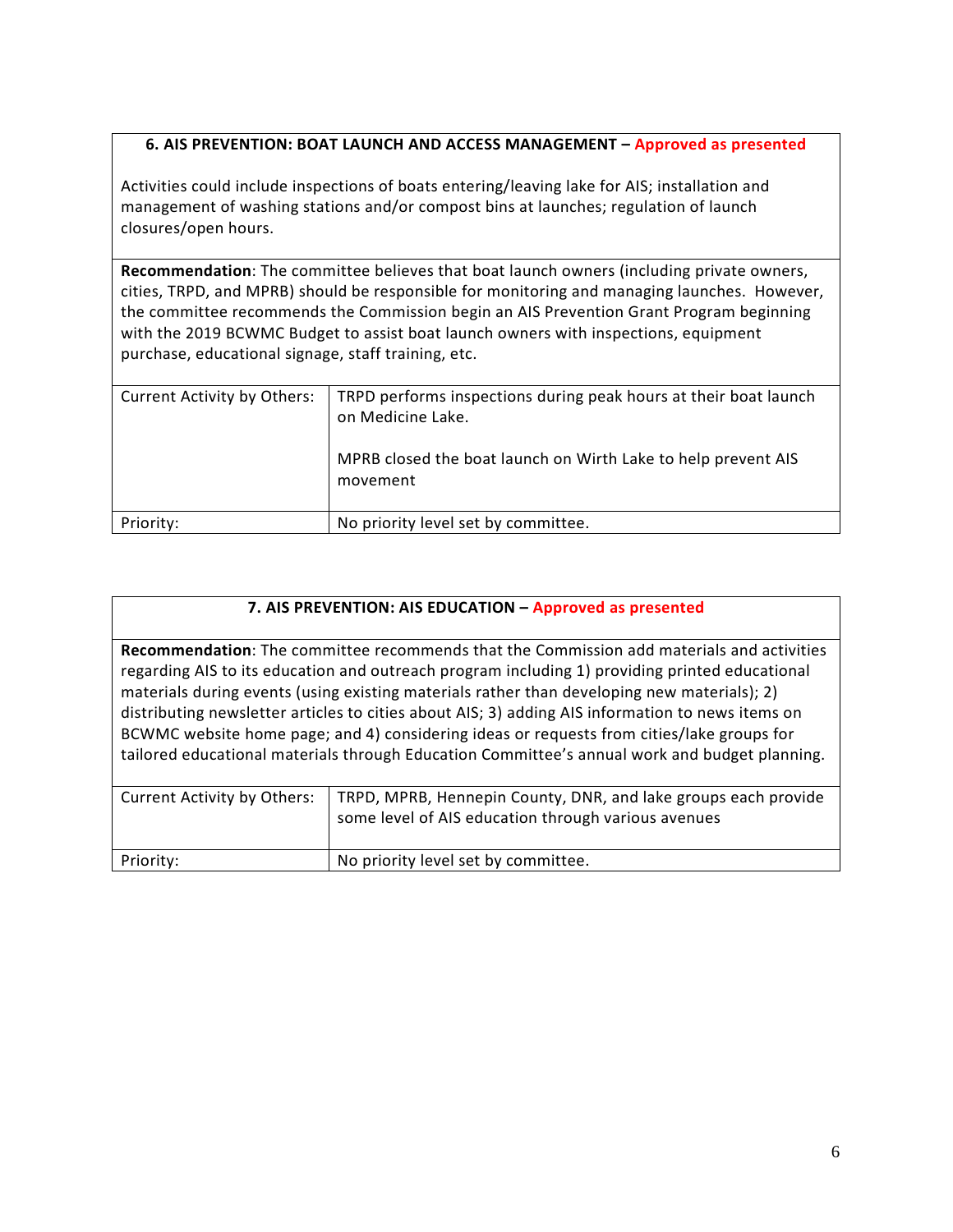| **6. AIS PREVENTION: BOAT LAUNCH AND ACCESS MANAGEMENT – Approved as presented** | |
|---|---|
| Activities could include inspections of boats entering/leaving lake for AIS; installation and management of washing stations and/or compost bins at launches; regulation of launch closures/open hours. | |
| **Recommendation**: The committee believes that boat launch owners (including private owners, cities, TRPD, and MPRB) should be responsible for monitoring and managing launches. However, the committee recommends the Commission begin an AIS Prevention Grant Program beginning with the 2019 BCWMC Budget to assist boat launch owners with inspections, equipment purchase, educational signage, staff training, etc. | |
| Current Activity by Others: | TRPD performs inspections during peak hours at their boat launch on Medicine Lake.<br><br>MPRB closed the boat launch on Wirth Lake to help prevent AIS movement |
| Priority: | No priority level set by committee. |

| **7. AIS PREVENTION: AIS EDUCATION – Approved as presented** | |
|---|---|
| **Recommendation**: The committee recommends that the Commission add materials and activities regarding AIS to its education and outreach program including 1) providing printed educational materials during events (using existing materials rather than developing new materials); 2) distributing newsletter articles to cities about AIS; 3) adding AIS information to news items on BCWMC website home page; and 4) considering ideas or requests from cities/lake groups for tailored educational materials through Education Committee's annual work and budget planning. | |
| Current Activity by Others: | TRPD, MPRB, Hennepin County, DNR, and lake groups each provide some level of AIS education through various avenues |
| Priority: | No priority level set by committee. |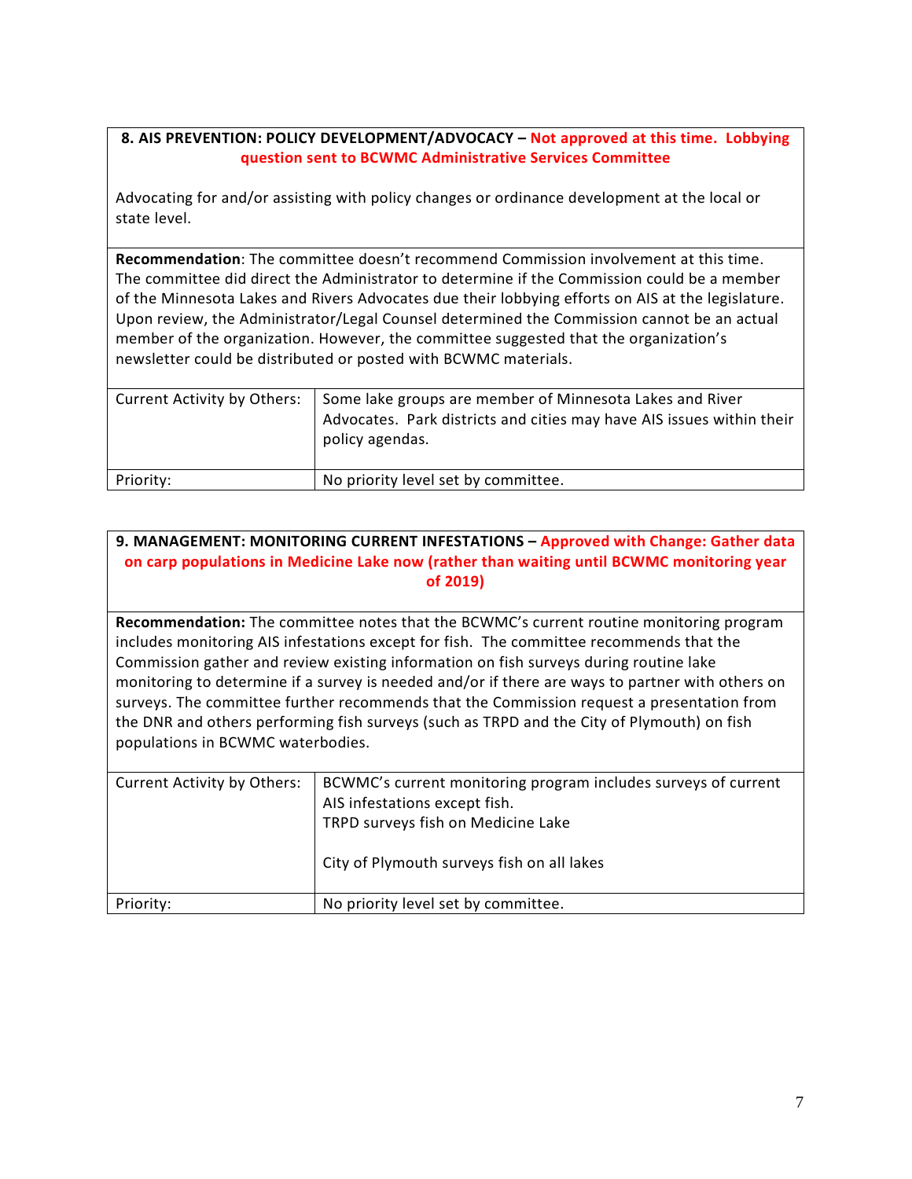**8. AIS PREVENTION: POLICY DEVELOPMENT/ADVOCACY – Not approved at this time. Lobbying question sent to BCWMC Administrative Services Committee**

Advocating for and/or assisting with policy changes or ordinance development at the local or state level.

**Recommendation**: The committee doesn't recommend Commission involvement at this time. The committee did direct the Administrator to determine if the Commission could be a member of the Minnesota Lakes and Rivers Advocates due their lobbying efforts on AIS at the legislature. Upon review, the Administrator/Legal Counsel determined the Commission cannot be an actual member of the organization. However, the committee suggested that the organization's newsletter could be distributed or posted with BCWMC materials.

| | |
|---|---|
| Current Activity by Others: | Some lake groups are member of Minnesota Lakes and River Advocates. Park districts and cities may have AIS issues within their policy agendas. |
| Priority: | No priority level set by committee. |

**9. MANAGEMENT: MONITORING CURRENT INFESTATIONS – Approved with Change: Gather data on carp populations in Medicine Lake now (rather than waiting until BCWMC monitoring year of 2019)**

**Recommendation:** The committee notes that the BCWMC's current routine monitoring program includes monitoring AIS infestations except for fish. The committee recommends that the Commission gather and review existing information on fish surveys during routine lake monitoring to determine if a survey is needed and/or if there are ways to partner with others on surveys. The committee further recommends that the Commission request a presentation from the DNR and others performing fish surveys (such as TRPD and the City of Plymouth) on fish populations in BCWMC waterbodies.

| | |
|---|---|
| Current Activity by Others: | BCWMC's current monitoring program includes surveys of current AIS infestations except fish.<br>TRPD surveys fish on Medicine Lake<br><br>City of Plymouth surveys fish on all lakes |
| Priority: | No priority level set by committee. |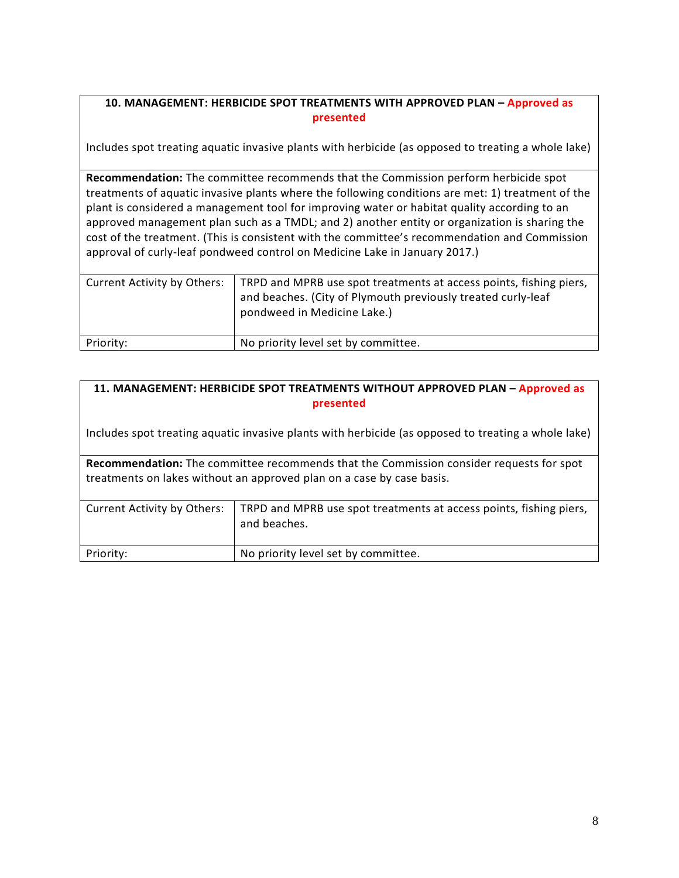**10. MANAGEMENT: HERBICIDE SPOT TREATMENTS WITH APPROVED PLAN – Approved as presented**

Includes spot treating aquatic invasive plants with herbicide (as opposed to treating a whole lake)

**Recommendation:** The committee recommends that the Commission perform herbicide spot treatments of aquatic invasive plants where the following conditions are met: 1) treatment of the plant is considered a management tool for improving water or habitat quality according to an approved management plan such as a TMDL; and 2) another entity or organization is sharing the cost of the treatment. (This is consistent with the committee's recommendation and Commission approval of curly-leaf pondweed control on Medicine Lake in January 2017.)

| | |
|---|---|
| Current Activity by Others: | TRPD and MPRB use spot treatments at access points, fishing piers, and beaches. (City of Plymouth previously treated curly-leaf pondweed in Medicine Lake.) |
| Priority: | No priority level set by committee. |

**11. MANAGEMENT: HERBICIDE SPOT TREATMENTS WITHOUT APPROVED PLAN – Approved as presented**

Includes spot treating aquatic invasive plants with herbicide (as opposed to treating a whole lake)

**Recommendation:** The committee recommends that the Commission consider requests for spot treatments on lakes without an approved plan on a case by case basis.

| | |
|---|---|
| Current Activity by Others: | TRPD and MPRB use spot treatments at access points, fishing piers, and beaches. |
| Priority: | No priority level set by committee. |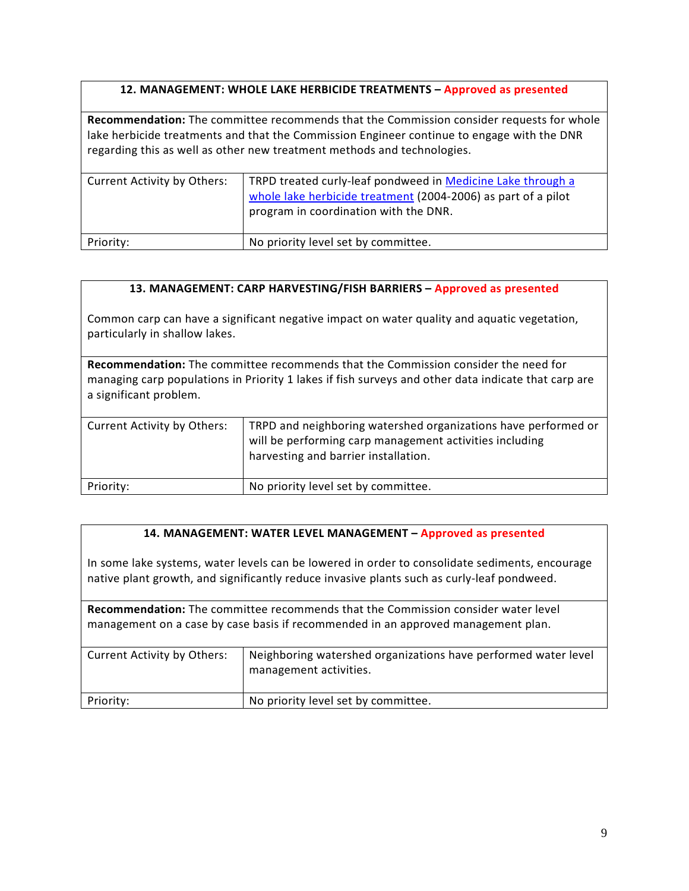| 12. MANAGEMENT: WHOLE LAKE HERBICIDE TREATMENTS – Approved as presented | |
|---|---|
| **Recommendation:** The committee recommends that the Commission consider requests for whole lake herbicide treatments and that the Commission Engineer continue to engage with the DNR regarding this as well as other new treatment methods and technologies. | |
| Current Activity by Others: | TRPD treated curly-leaf pondweed in Medicine Lake through a whole lake herbicide treatment (2004-2006) as part of a pilot program in coordination with the DNR. |
| Priority: | No priority level set by committee. |

| 13. MANAGEMENT: CARP HARVESTING/FISH BARRIERS – Approved as presented | |
|---|---|
| Common carp can have a significant negative impact on water quality and aquatic vegetation, particularly in shallow lakes. | |
| **Recommendation:** The committee recommends that the Commission consider the need for managing carp populations in Priority 1 lakes if fish surveys and other data indicate that carp are a significant problem. | |
| Current Activity by Others: | TRPD and neighboring watershed organizations have performed or will be performing carp management activities including harvesting and barrier installation. |
| Priority: | No priority level set by committee. |

| 14. MANAGEMENT: WATER LEVEL MANAGEMENT – Approved as presented | |
|---|---|
| In some lake systems, water levels can be lowered in order to consolidate sediments, encourage native plant growth, and significantly reduce invasive plants such as curly-leaf pondweed. | |
| **Recommendation:** The committee recommends that the Commission consider water level management on a case by case basis if recommended in an approved management plan. | |
| Current Activity by Others: | Neighboring watershed organizations have performed water level management activities. |
| Priority: | No priority level set by committee. |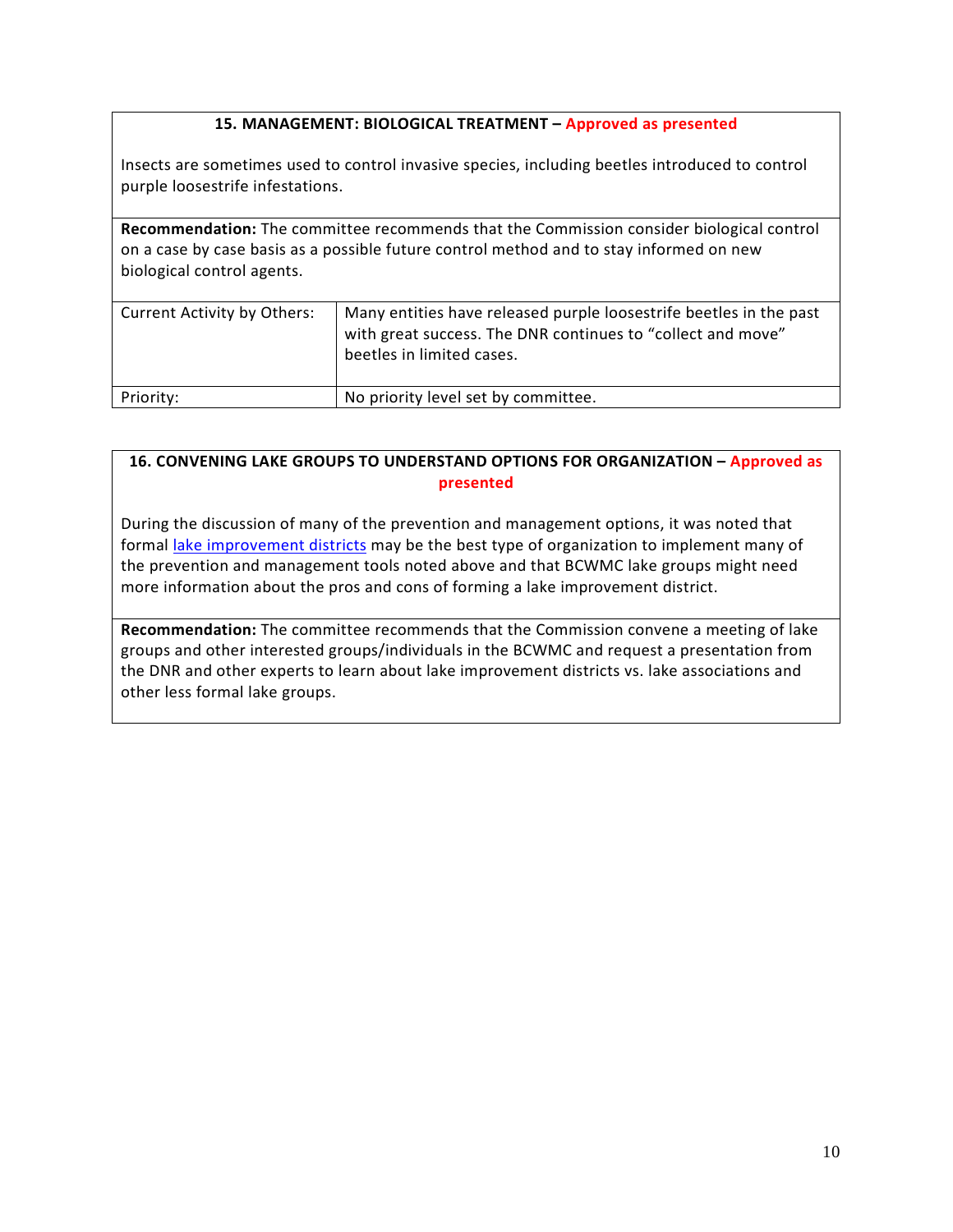### 15. MANAGEMENT: BIOLOGICAL TREATMENT – Approved as presented

Insects are sometimes used to control invasive species, including beetles introduced to control purple loosestrife infestations.

**Recommendation:** The committee recommends that the Commission consider biological control on a case by case basis as a possible future control method and to stay informed on new biological control agents.

| | |
|---|---|
| Current Activity by Others: | Many entities have released purple loosestrife beetles in the past with great success. The DNR continues to "collect and move" beetles in limited cases. |
| Priority: | No priority level set by committee. |

### 16. CONVENING LAKE GROUPS TO UNDERSTAND OPTIONS FOR ORGANIZATION – Approved as presented

During the discussion of many of the prevention and management options, it was noted that formal lake improvement districts may be the best type of organization to implement many of the prevention and management tools noted above and that BCWMC lake groups might need more information about the pros and cons of forming a lake improvement district.

**Recommendation:** The committee recommends that the Commission convene a meeting of lake groups and other interested groups/individuals in the BCWMC and request a presentation from the DNR and other experts to learn about lake improvement districts vs. lake associations and other less formal lake groups.